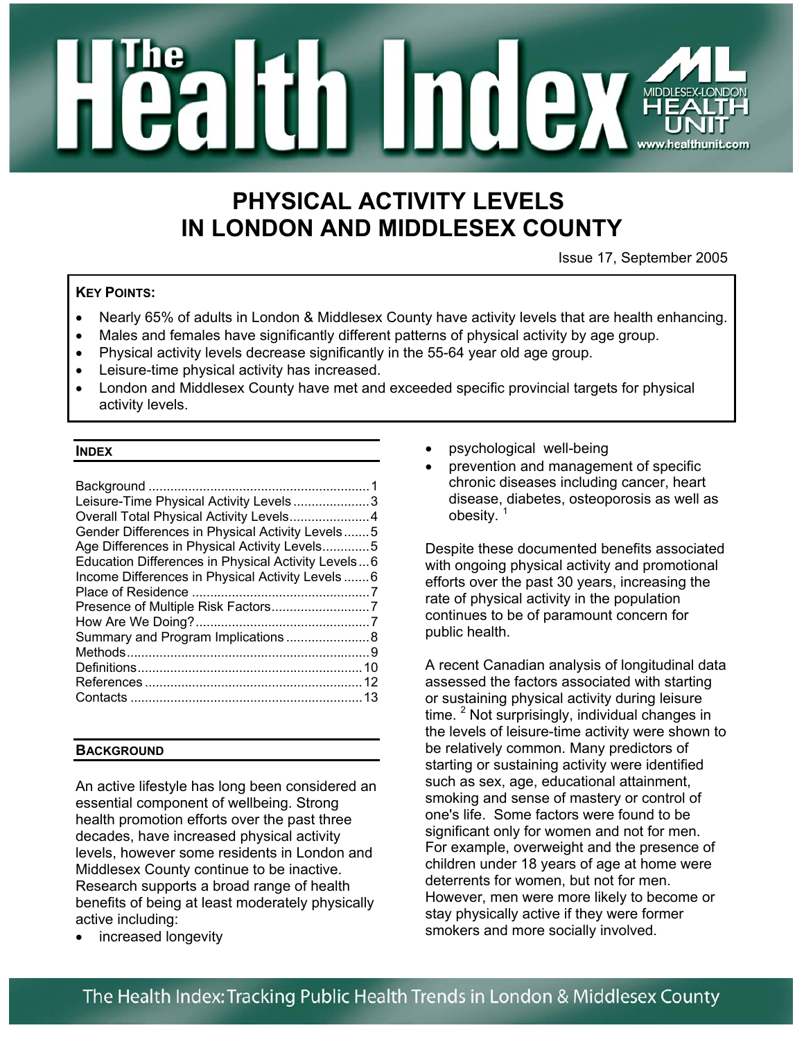# The Health Index

MIDDLESEX-LONDON HEALTH UNIT
www.healthunit.com

## PHYSICAL ACTIVITY LEVELS IN LONDON AND MIDDLESEX COUNTY

Issue 17, September 2005

**KEY POINTS:**

- Nearly 65% of adults in London & Middlesex County have activity levels that are health enhancing.
- Males and females have significantly different patterns of physical activity by age group.
- Physical activity levels decrease significantly in the 55-64 year old age group.
- Leisure-time physical activity has increased.
- London and Middlesex County have met and exceeded specific provincial targets for physical activity levels.

### INDEX

| | |
|---|---|
| Background | 1 |
| Leisure-Time Physical Activity Levels | 3 |
| Overall Total Physical Activity Levels | 4 |
| Gender Differences in Physical Activity Levels | 5 |
| Age Differences in Physical Activity Levels | 5 |
| Education Differences in Physical Activity Levels | 6 |
| Income Differences in Physical Activity Levels | 6 |
| Place of Residence | 7 |
| Presence of Multiple Risk Factors | 7 |
| How Are We Doing? | 7 |
| Summary and Program Implications | 8 |
| Methods | 9 |
| Definitions | 10 |
| References | 12 |
| Contacts | 13 |

### BACKGROUND

An active lifestyle has long been considered an essential component of wellbeing. Strong health promotion efforts over the past three decades, have increased physical activity levels, however some residents in London and Middlesex County continue to be inactive. Research supports a broad range of health benefits of being at least moderately physically active including:

- increased longevity
- psychological well-being
- prevention and management of specific chronic diseases including cancer, heart disease, diabetes, osteoporosis as well as obesity. [1]

Despite these documented benefits associated with ongoing physical activity and promotional efforts over the past 30 years, increasing the rate of physical activity in the population continues to be of paramount concern for public health.

A recent Canadian analysis of longitudinal data assessed the factors associated with starting or sustaining physical activity during leisure time. [2] Not surprisingly, individual changes in the levels of leisure-time activity were shown to be relatively common. Many predictors of starting or sustaining activity were identified such as sex, age, educational attainment, smoking and sense of mastery or control of one's life. Some factors were found to be significant only for women and not for men. For example, overweight and the presence of children under 18 years of age at home were deterrents for women, but not for men. However, men were more likely to become or stay physically active if they were former smokers and more socially involved.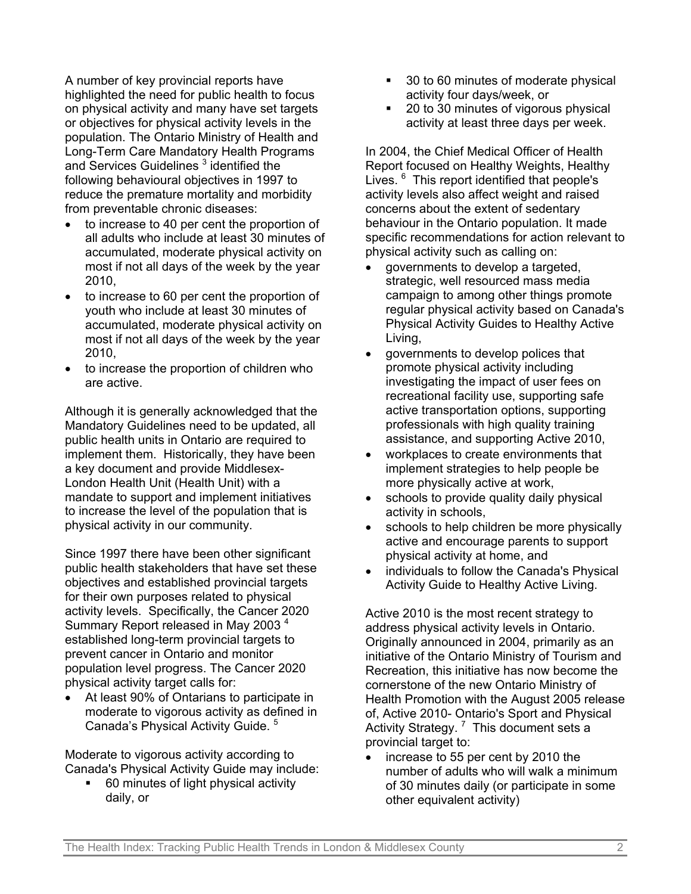A number of key provincial reports have highlighted the need for public health to focus on physical activity and many have set targets or objectives for physical activity levels in the population. The Ontario Ministry of Health and Long-Term Care Mandatory Health Programs and Services Guidelines [3] identified the following behavioural objectives in 1997 to reduce the premature mortality and morbidity from preventable chronic diseases:

- to increase to 40 per cent the proportion of all adults who include at least 30 minutes of accumulated, moderate physical activity on most if not all days of the week by the year 2010,
- to increase to 60 per cent the proportion of youth who include at least 30 minutes of accumulated, moderate physical activity on most if not all days of the week by the year 2010,
- to increase the proportion of children who are active.

Although it is generally acknowledged that the Mandatory Guidelines need to be updated, all public health units in Ontario are required to implement them. Historically, they have been a key document and provide Middlesex-London Health Unit (Health Unit) with a mandate to support and implement initiatives to increase the level of the population that is physical activity in our community.

Since 1997 there have been other significant public health stakeholders that have set these objectives and established provincial targets for their own purposes related to physical activity levels. Specifically, the Cancer 2020 Summary Report released in May 2003 [4] established long-term provincial targets to prevent cancer in Ontario and monitor population level progress. The Cancer 2020 physical activity target calls for:

- At least 90% of Ontarians to participate in moderate to vigorous activity as defined in Canada's Physical Activity Guide. [5]

Moderate to vigorous activity according to Canada's Physical Activity Guide may include:

- 60 minutes of light physical activity daily, or
- 30 to 60 minutes of moderate physical activity four days/week, or
- 20 to 30 minutes of vigorous physical activity at least three days per week.

In 2004, the Chief Medical Officer of Health Report focused on Healthy Weights, Healthy Lives. [6] This report identified that people's activity levels also affect weight and raised concerns about the extent of sedentary behaviour in the Ontario population. It made specific recommendations for action relevant to physical activity such as calling on:

- governments to develop a targeted, strategic, well resourced mass media campaign to among other things promote regular physical activity based on Canada's Physical Activity Guides to Healthy Active Living,
- governments to develop polices that promote physical activity including investigating the impact of user fees on recreational facility use, supporting safe active transportation options, supporting professionals with high quality training assistance, and supporting Active 2010,
- workplaces to create environments that implement strategies to help people be more physically active at work,
- schools to provide quality daily physical activity in schools,
- schools to help children be more physically active and encourage parents to support physical activity at home, and
- individuals to follow the Canada's Physical Activity Guide to Healthy Active Living.

Active 2010 is the most recent strategy to address physical activity levels in Ontario. Originally announced in 2004, primarily as an initiative of the Ontario Ministry of Tourism and Recreation, this initiative has now become the cornerstone of the new Ontario Ministry of Health Promotion with the August 2005 release of, Active 2010- Ontario's Sport and Physical Activity Strategy. [7] This document sets a provincial target to:

- increase to 55 per cent by 2010 the number of adults who will walk a minimum of 30 minutes daily (or participate in some other equivalent activity)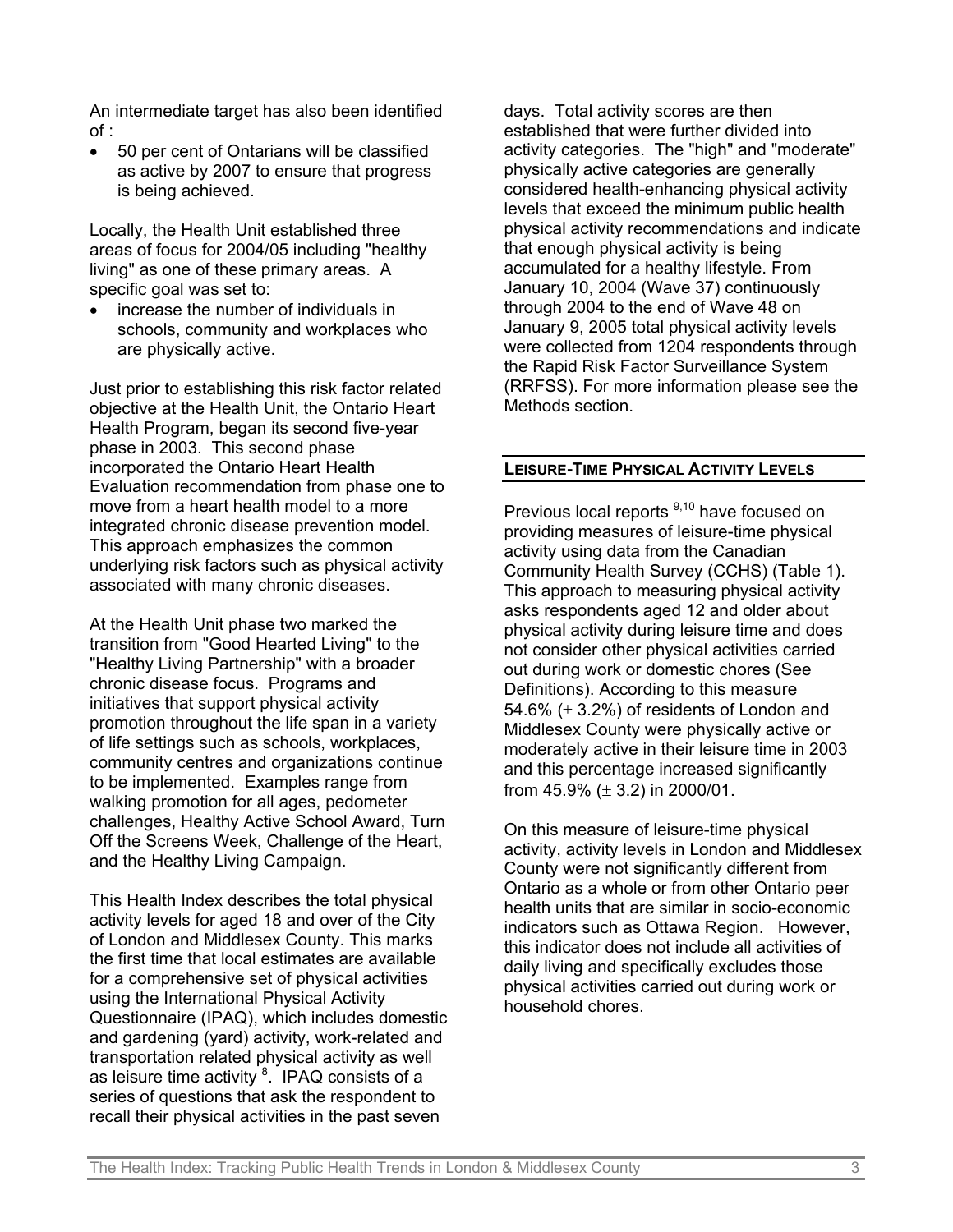An intermediate target has also been identified of :

- 50 per cent of Ontarians will be classified as active by 2007 to ensure that progress is being achieved.

Locally, the Health Unit established three areas of focus for 2004/05 including "healthy living" as one of these primary areas. A specific goal was set to:

- increase the number of individuals in schools, community and workplaces who are physically active.

Just prior to establishing this risk factor related objective at the Health Unit, the Ontario Heart Health Program, began its second five-year phase in 2003. This second phase incorporated the Ontario Heart Health Evaluation recommendation from phase one to move from a heart health model to a more integrated chronic disease prevention model. This approach emphasizes the common underlying risk factors such as physical activity associated with many chronic diseases.

At the Health Unit phase two marked the transition from "Good Hearted Living" to the "Healthy Living Partnership" with a broader chronic disease focus. Programs and initiatives that support physical activity promotion throughout the life span in a variety of life settings such as schools, workplaces, community centres and organizations continue to be implemented. Examples range from walking promotion for all ages, pedometer challenges, Healthy Active School Award, Turn Off the Screens Week, Challenge of the Heart, and the Healthy Living Campaign.

This Health Index describes the total physical activity levels for aged 18 and over of the City of London and Middlesex County. This marks the first time that local estimates are available for a comprehensive set of physical activities using the International Physical Activity Questionnaire (IPAQ), which includes domestic and gardening (yard) activity, work-related and transportation related physical activity as well as leisure time activity [8]. IPAQ consists of a series of questions that ask the respondent to recall their physical activities in the past seven days. Total activity scores are then established that were further divided into activity categories. The "high" and "moderate" physically active categories are generally considered health-enhancing physical activity levels that exceed the minimum public health physical activity recommendations and indicate that enough physical activity is being accumulated for a healthy lifestyle. From January 10, 2004 (Wave 37) continuously through 2004 to the end of Wave 48 on January 9, 2005 total physical activity levels were collected from 1204 respondents through the Rapid Risk Factor Surveillance System (RRFSS). For more information please see the Methods section.

## LEISURE-TIME PHYSICAL ACTIVITY LEVELS

Previous local reports [9,10] have focused on providing measures of leisure-time physical activity using data from the Canadian Community Health Survey (CCHS) (Table 1). This approach to measuring physical activity asks respondents aged 12 and older about physical activity during leisure time and does not consider other physical activities carried out during work or domestic chores (See Definitions). According to this measure 54.6% (± 3.2%) of residents of London and Middlesex County were physically active or moderately active in their leisure time in 2003 and this percentage increased significantly from 45.9% (± 3.2) in 2000/01.

On this measure of leisure-time physical activity, activity levels in London and Middlesex County were not significantly different from Ontario as a whole or from other Ontario peer health units that are similar in socio-economic indicators such as Ottawa Region. However, this indicator does not include all activities of daily living and specifically excludes those physical activities carried out during work or household chores.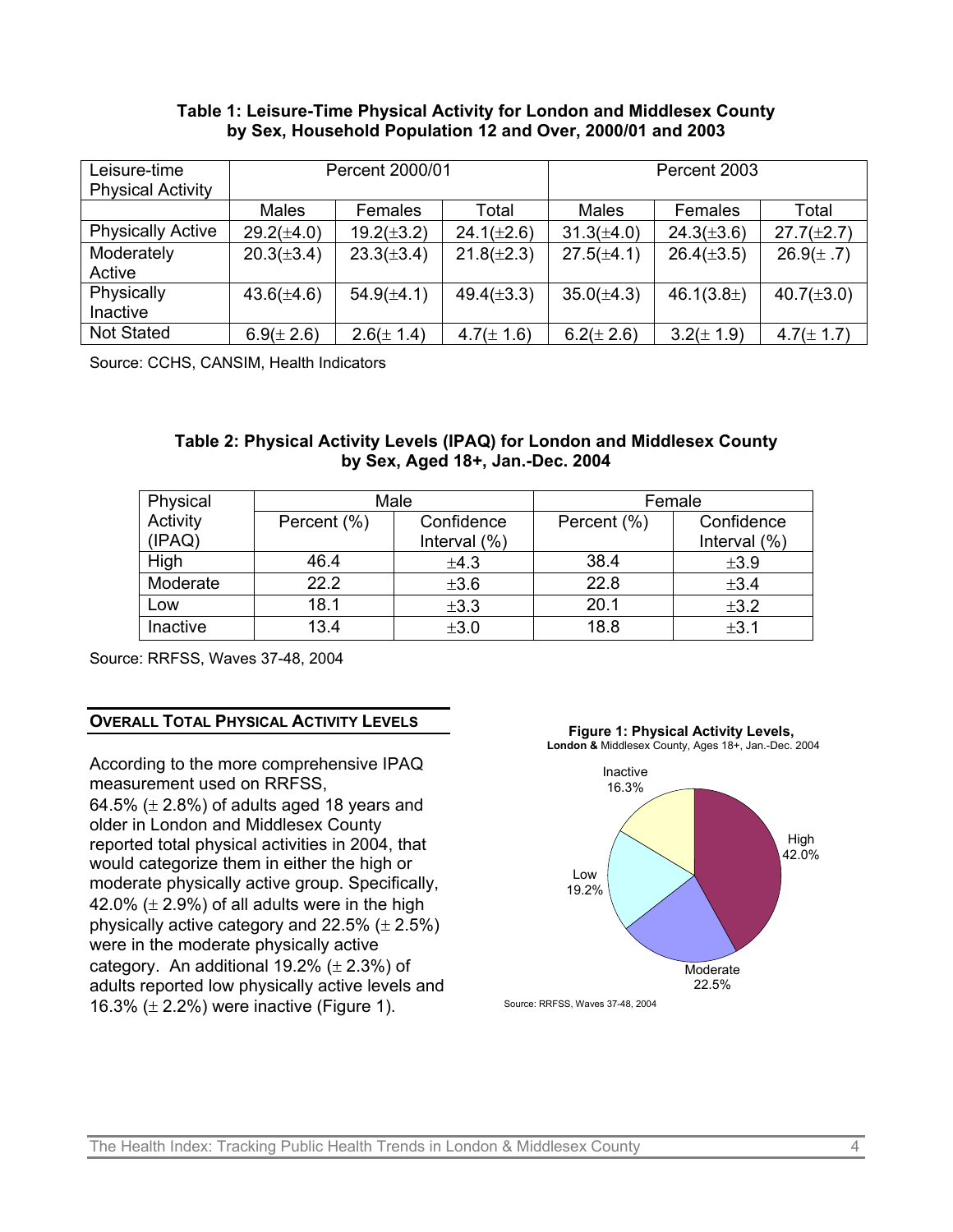**Table 1: Leisure-Time Physical Activity for London and Middlesex County by Sex, Household Population 12 and Over, 2000/01 and 2003**

| Leisure-time Physical Activity | Percent 2000/01 | | | Percent 2003 | | |
|---|---|---|---|---|---|---|
| | Males | Females | Total | Males | Females | Total |
| Physically Active | 29.2(±4.0) | 19.2(±3.2) | 24.1(±2.6) | 31.3(±4.0) | 24.3(±3.6) | 27.7(±2.7) |
| Moderately Active | 20.3(±3.4) | 23.3(±3.4) | 21.8(±2.3) | 27.5(±4.1) | 26.4(±3.5) | 26.9(± .7) |
| Physically Inactive | 43.6(±4.6) | 54.9(±4.1) | 49.4(±3.3) | 35.0(±4.3) | 46.1(3.8±) | 40.7(±3.0) |
| Not Stated | 6.9(± 2.6) | 2.6(± 1.4) | 4.7(± 1.6) | 6.2(± 2.6) | 3.2(± 1.9) | 4.7(± 1.7) |

Source: CCHS, CANSIM, Health Indicators

**Table 2: Physical Activity Levels (IPAQ) for London and Middlesex County by Sex, Aged 18+, Jan.-Dec. 2004**

| Physical Activity (IPAQ) | Male | | Female | |
|---|---|---|---|---|
| | Percent (%) | Confidence Interval (%) | Percent (%) | Confidence Interval (%) |
| High | 46.4 | ±4.3 | 38.4 | ±3.9 |
| Moderate | 22.2 | ±3.6 | 22.8 | ±3.4 |
| Low | 18.1 | ±3.3 | 20.1 | ±3.2 |
| Inactive | 13.4 | ±3.0 | 18.8 | ±3.1 |

Source: RRFSS, Waves 37-48, 2004

## OVERALL TOTAL PHYSICAL ACTIVITY LEVELS

According to the more comprehensive IPAQ measurement used on RRFSS, 64.5% (± 2.8%) of adults aged 18 years and older in London and Middlesex County reported total physical activities in 2004, that would categorize them in either the high or moderate physically active group. Specifically, 42.0% (± 2.9%) of all adults were in the high physically active category and 22.5% (± 2.5%) were in the moderate physically active category. An additional 19.2% (± 2.3%) of adults reported low physically active levels and 16.3% (± 2.2%) were inactive (Figure 1).

**Figure 1: Physical Activity Levels,**
**London &** Middlesex County, Ages 18+, Jan.-Dec. 2004

| Level | Percent |
|---|---|
| High | 42.0% |
| Moderate | 22.5% |
| Low | 19.2% |
| Inactive | 16.3% |

Source: RRFSS, Waves 37-48, 2004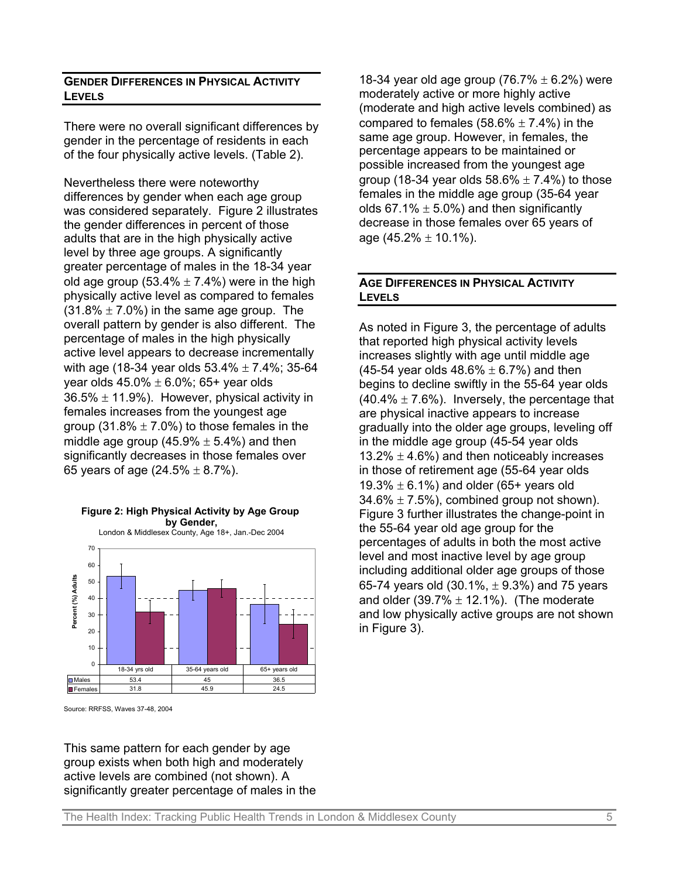## GENDER DIFFERENCES IN PHYSICAL ACTIVITY LEVELS

There were no overall significant differences by gender in the percentage of residents in each of the four physically active levels. (Table 2).

Nevertheless there were noteworthy differences by gender when each age group was considered separately. Figure 2 illustrates the gender differences in percent of those adults that are in the high physically active level by three age groups. A significantly greater percentage of males in the 18-34 year old age group (53.4% ± 7.4%) were in the high physically active level as compared to females (31.8% ± 7.0%) in the same age group. The overall pattern by gender is also different. The percentage of males in the high physically active level appears to decrease incrementally with age (18-34 year olds 53.4% ± 7.4%; 35-64 year olds 45.0% ± 6.0%; 65+ year olds 36.5% ± 11.9%). However, physical activity in females increases from the youngest age group (31.8% ± 7.0%) to those females in the middle age group (45.9% ± 5.4%) and then significantly decreases in those females over 65 years of age (24.5% ± 8.7%).

**Figure 2: High Physical Activity by Age Group by Gender,**
London & Middlesex County, Age 18+, Jan.-Dec 2004

| | 18-34 yrs old | 35-64 years old | 65+ years old |
|---|---|---|---|
| Males | 53.4 | 45 | 36.5 |
| Females | 31.8 | 45.9 | 24.5 |

Source: RRFSS, Waves 37-48, 2004

This same pattern for each gender by age group exists when both high and moderately active levels are combined (not shown). A significantly greater percentage of males in the 18-34 year old age group (76.7% ± 6.2%) were moderately active or more highly active (moderate and high active levels combined) as compared to females (58.6% ± 7.4%) in the same age group. However, in females, the percentage appears to be maintained or possible increased from the youngest age group (18-34 year olds 58.6% ± 7.4%) to those females in the middle age group (35-64 year olds 67.1% ± 5.0%) and then significantly decrease in those females over 65 years of age (45.2% ± 10.1%).

## AGE DIFFERENCES IN PHYSICAL ACTIVITY LEVELS

As noted in Figure 3, the percentage of adults that reported high physical activity levels increases slightly with age until middle age (45-54 year olds 48.6% ± 6.7%) and then begins to decline swiftly in the 55-64 year olds (40.4% ± 7.6%). Inversely, the percentage that are physical inactive appears to increase gradually into the older age groups, leveling off in the middle age group (45-54 year olds 13.2% ± 4.6%) and then noticeably increases in those of retirement age (55-64 year olds 19.3% ± 6.1%) and older (65+ years old 34.6% ± 7.5%), combined group not shown). Figure 3 further illustrates the change-point in the 55-64 year old age group for the percentages of adults in both the most active level and most inactive level by age group including additional older age groups of those 65-74 years old (30.1%, ± 9.3%) and 75 years and older (39.7% ± 12.1%). (The moderate and low physically active groups are not shown in Figure 3).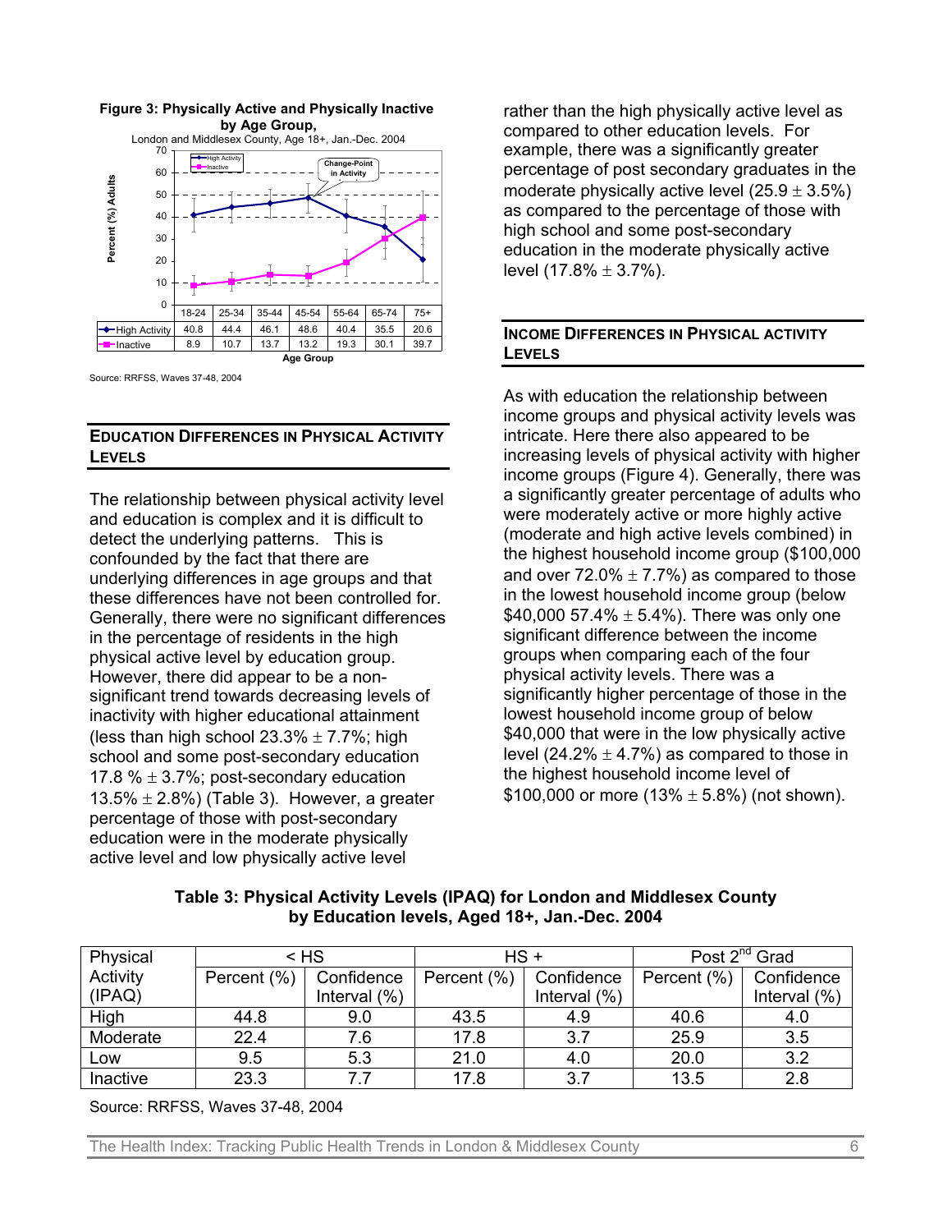**Figure 3: Physically Active and Physically Inactive by Age Group,**

London and Middlesex County, Age 18+, Jan.-Dec. 2004

| | 18-24 | 25-34 | 35-44 | 45-54 | 55-64 | 65-74 | 75+ |
|---|---|---|---|---|---|---|---|
| High Activity | 40.8 | 44.4 | 46.1 | 48.6 | 40.4 | 35.5 | 20.6 |
| Inactive | 8.9 | 10.7 | 13.7 | 13.2 | 19.3 | 30.1 | 39.7 |

Source: RRFSS, Waves 37-48, 2004

## EDUCATION DIFFERENCES IN PHYSICAL ACTIVITY LEVELS

The relationship between physical activity level and education is complex and it is difficult to detect the underlying patterns. This is confounded by the fact that there are underlying differences in age groups and that these differences have not been controlled for. Generally, there were no significant differences in the percentage of residents in the high physical active level by education group. However, there did appear to be a non-significant trend towards decreasing levels of inactivity with higher educational attainment (less than high school 23.3% ± 7.7%; high school and some post-secondary education 17.8 % ± 3.7%; post-secondary education 13.5% ± 2.8%) (Table 3). However, a greater percentage of those with post-secondary education were in the moderate physically active level and low physically active level rather than the high physically active level as compared to other education levels. For example, there was a significantly greater percentage of post secondary graduates in the moderate physically active level (25.9 ± 3.5%) as compared to the percentage of those with high school and some post-secondary education in the moderate physically active level (17.8% ± 3.7%).

## INCOME DIFFERENCES IN PHYSICAL ACTIVITY LEVELS

As with education the relationship between income groups and physical activity levels was intricate. Here there also appeared to be increasing levels of physical activity with higher income groups (Figure 4). Generally, there was a significantly greater percentage of adults who were moderately active or more highly active (moderate and high active levels combined) in the highest household income group ($100,000 and over 72.0% ± 7.7%) as compared to those in the lowest household income group (below $40,000 57.4% ± 5.4%). There was only one significant difference between the income groups when comparing each of the four physical activity levels. There was a significantly higher percentage of those in the lowest household income group of below $40,000 that were in the low physically active level (24.2% ± 4.7%) as compared to those in the highest household income level of $100,000 or more (13% ± 5.8%) (not shown).

**Table 3: Physical Activity Levels (IPAQ) for London and Middlesex County by Education levels, Aged 18+, Jan.-Dec. 2004**

| Physical Activity (IPAQ) | < HS | | HS + | | Post 2nd Grad | |
|---|---|---|---|---|---|---|
| | Percent (%) | Confidence Interval (%) | Percent (%) | Confidence Interval (%) | Percent (%) | Confidence Interval (%) |
| High | 44.8 | 9.0 | 43.5 | 4.9 | 40.6 | 4.0 |
| Moderate | 22.4 | 7.6 | 17.8 | 3.7 | 25.9 | 3.5 |
| Low | 9.5 | 5.3 | 21.0 | 4.0 | 20.0 | 3.2 |
| Inactive | 23.3 | 7.7 | 17.8 | 3.7 | 13.5 | 2.8 |

Source: RRFSS, Waves 37-48, 2004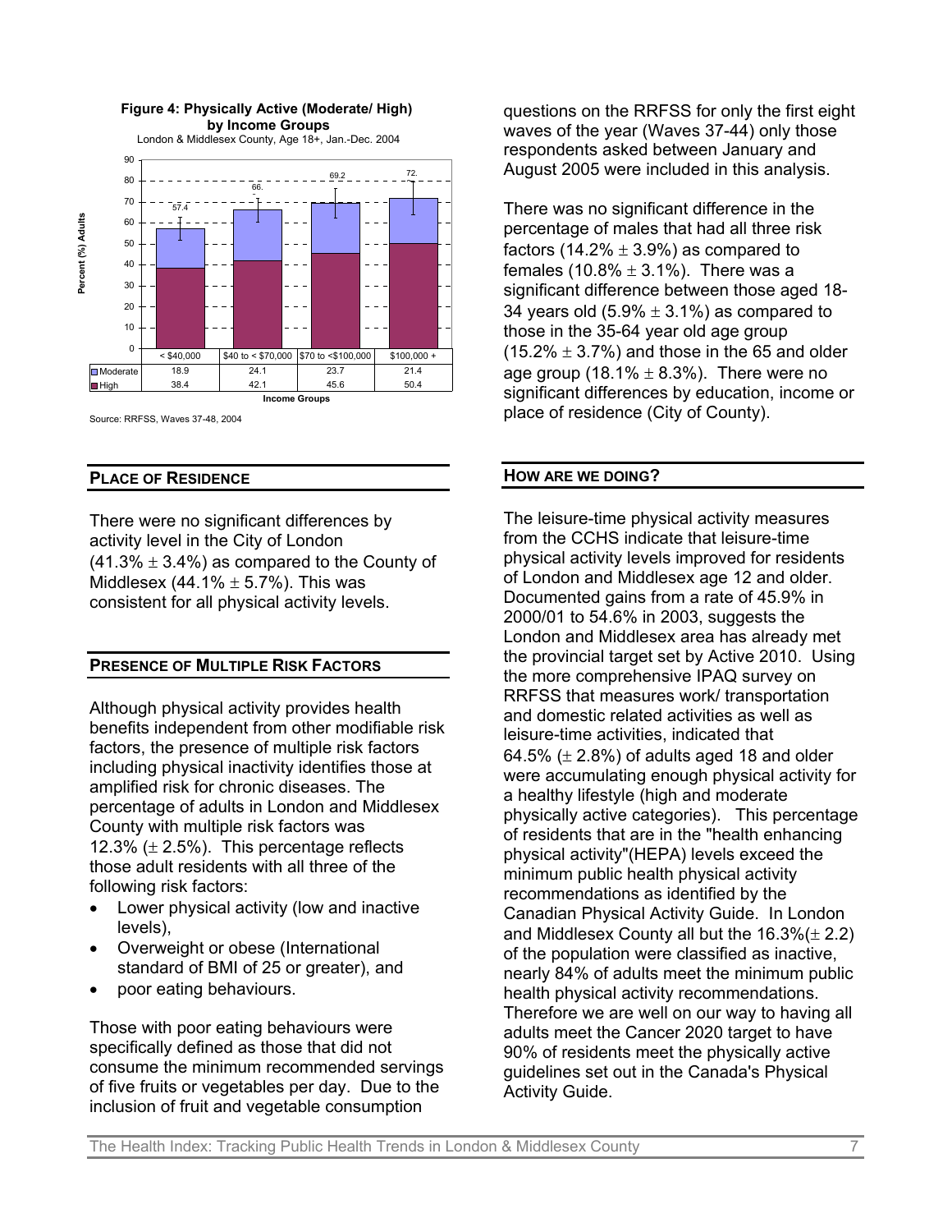**Figure 4: Physically Active (Moderate/ High) by Income Groups**

London & Middlesex County, Age 18+, Jan.-Dec. 2004

| Income Groups | < $40,000 | $40 to < $70,000 | $70 to <$100,000 | $100,000 + |
|---|---|---|---|---|
| Moderate | 18.9 | 24.1 | 23.7 | 21.4 |
| High | 38.4 | 42.1 | 45.6 | 50.4 |

Source: RRFSS, Waves 37-48, 2004

## PLACE OF RESIDENCE

There were no significant differences by activity level in the City of London (41.3% ± 3.4%) as compared to the County of Middlesex (44.1% ± 5.7%). This was consistent for all physical activity levels.

## PRESENCE OF MULTIPLE RISK FACTORS

Although physical activity provides health benefits independent from other modifiable risk factors, the presence of multiple risk factors including physical inactivity identifies those at amplified risk for chronic diseases. The percentage of adults in London and Middlesex County with multiple risk factors was 12.3% (± 2.5%). This percentage reflects those adult residents with all three of the following risk factors:

- Lower physical activity (low and inactive levels),
- Overweight or obese (International standard of BMI of 25 or greater), and
- poor eating behaviours.

Those with poor eating behaviours were specifically defined as those that did not consume the minimum recommended servings of five fruits or vegetables per day. Due to the inclusion of fruit and vegetable consumption questions on the RRFSS for only the first eight waves of the year (Waves 37-44) only those respondents asked between January and August 2005 were included in this analysis.

There was no significant difference in the percentage of males that had all three risk factors (14.2% ± 3.9%) as compared to females (10.8% ± 3.1%). There was a significant difference between those aged 18-34 years old (5.9% ± 3.1%) as compared to those in the 35-64 year old age group (15.2% ± 3.7%) and those in the 65 and older age group (18.1% ± 8.3%). There were no significant differences by education, income or place of residence (City of County).

## HOW ARE WE DOING?

The leisure-time physical activity measures from the CCHS indicate that leisure-time physical activity levels improved for residents of London and Middlesex age 12 and older. Documented gains from a rate of 45.9% in 2000/01 to 54.6% in 2003, suggests the London and Middlesex area has already met the provincial target set by Active 2010. Using the more comprehensive IPAQ survey on RRFSS that measures work/ transportation and domestic related activities as well as leisure-time activities, indicated that 64.5% (± 2.8%) of adults aged 18 and older were accumulating enough physical activity for a healthy lifestyle (high and moderate physically active categories). This percentage of residents that are in the "health enhancing physical activity"(HEPA) levels exceed the minimum public health physical activity recommendations as identified by the Canadian Physical Activity Guide. In London and Middlesex County all but the 16.3%(± 2.2) of the population were classified as inactive, nearly 84% of adults meet the minimum public health physical activity recommendations. Therefore we are well on our way to having all adults meet the Cancer 2020 target to have 90% of residents meet the physically active guidelines set out in the Canada's Physical Activity Guide.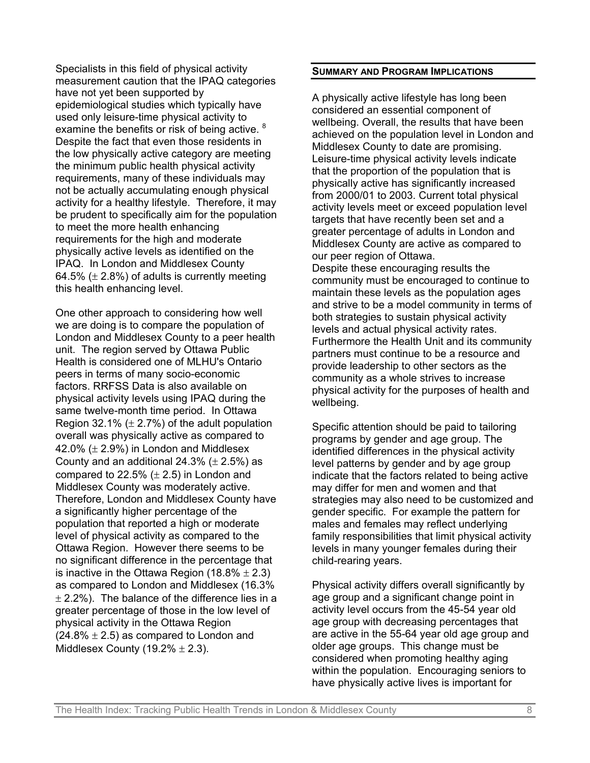Specialists in this field of physical activity measurement caution that the IPAQ categories have not yet been supported by epidemiological studies which typically have used only leisure-time physical activity to examine the benefits or risk of being active. [8] Despite the fact that even those residents in the low physically active category are meeting the minimum public health physical activity requirements, many of these individuals may not be actually accumulating enough physical activity for a healthy lifestyle. Therefore, it may be prudent to specifically aim for the population to meet the more health enhancing requirements for the high and moderate physically active levels as identified on the IPAQ. In London and Middlesex County 64.5% ($\pm$ 2.8%) of adults is currently meeting this health enhancing level.

One other approach to considering how well we are doing is to compare the population of London and Middlesex County to a peer health unit. The region served by Ottawa Public Health is considered one of MLHU's Ontario peers in terms of many socio-economic factors. RRFSS Data is also available on physical activity levels using IPAQ during the same twelve-month time period. In Ottawa Region 32.1% ($\pm$ 2.7%) of the adult population overall was physically active as compared to 42.0% ($\pm$ 2.9%) in London and Middlesex County and an additional 24.3% ($\pm$ 2.5%) as compared to 22.5% ($\pm$ 2.5) in London and Middlesex County was moderately active. Therefore, London and Middlesex County have a significantly higher percentage of the population that reported a high or moderate level of physical activity as compared to the Ottawa Region. However there seems to be no significant difference in the percentage that is inactive in the Ottawa Region (18.8% $\pm$ 2.3) as compared to London and Middlesex (16.3% $\pm$ 2.2%). The balance of the difference lies in a greater percentage of those in the low level of physical activity in the Ottawa Region (24.8% $\pm$ 2.5) as compared to London and Middlesex County (19.2% $\pm$ 2.3).

## SUMMARY AND PROGRAM IMPLICATIONS

A physically active lifestyle has long been considered an essential component of wellbeing. Overall, the results that have been achieved on the population level in London and Middlesex County to date are promising. Leisure-time physical activity levels indicate that the proportion of the population that is physically active has significantly increased from 2000/01 to 2003. Current total physical activity levels meet or exceed population level targets that have recently been set and a greater percentage of adults in London and Middlesex County are active as compared to our peer region of Ottawa.

Despite these encouraging results the community must be encouraged to continue to maintain these levels as the population ages and strive to be a model community in terms of both strategies to sustain physical activity levels and actual physical activity rates. Furthermore the Health Unit and its community partners must continue to be a resource and provide leadership to other sectors as the community as a whole strives to increase physical activity for the purposes of health and wellbeing.

Specific attention should be paid to tailoring programs by gender and age group. The identified differences in the physical activity level patterns by gender and by age group indicate that the factors related to being active may differ for men and women and that strategies may also need to be customized and gender specific. For example the pattern for males and females may reflect underlying family responsibilities that limit physical activity levels in many younger females during their child-rearing years.

Physical activity differs overall significantly by age group and a significant change point in activity level occurs from the 45-54 year old age group with decreasing percentages that are active in the 55-64 year old age group and older age groups. This change must be considered when promoting healthy aging within the population. Encouraging seniors to have physically active lives is important for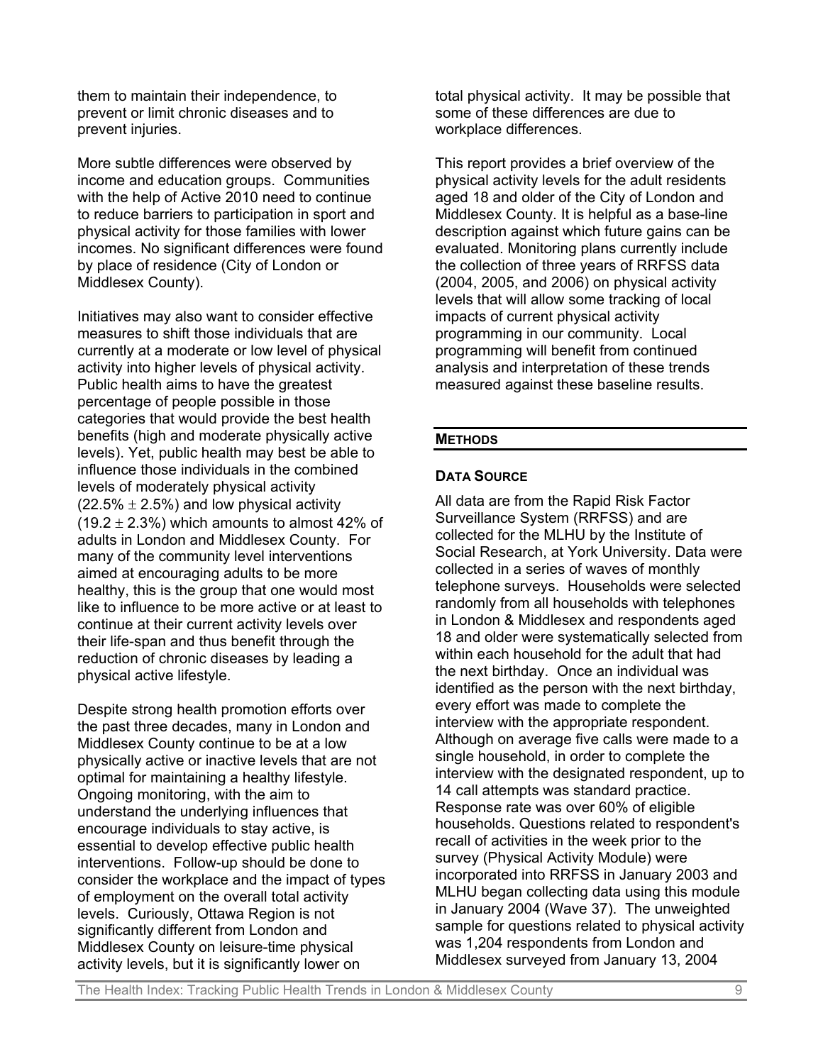them to maintain their independence, to prevent or limit chronic diseases and to prevent injuries.

More subtle differences were observed by income and education groups. Communities with the help of Active 2010 need to continue to reduce barriers to participation in sport and physical activity for those families with lower incomes. No significant differences were found by place of residence (City of London or Middlesex County).

Initiatives may also want to consider effective measures to shift those individuals that are currently at a moderate or low level of physical activity into higher levels of physical activity. Public health aims to have the greatest percentage of people possible in those categories that would provide the best health benefits (high and moderate physically active levels). Yet, public health may best be able to influence those individuals in the combined levels of moderately physical activity ($22.5\% \pm 2.5\%$) and low physical activity ($19.2 \pm 2.3\%$) which amounts to almost 42% of adults in London and Middlesex County. For many of the community level interventions aimed at encouraging adults to be more healthy, this is the group that one would most like to influence to be more active or at least to continue at their current activity levels over their life-span and thus benefit through the reduction of chronic diseases by leading a physical active lifestyle.

Despite strong health promotion efforts over the past three decades, many in London and Middlesex County continue to be at a low physically active or inactive levels that are not optimal for maintaining a healthy lifestyle. Ongoing monitoring, with the aim to understand the underlying influences that encourage individuals to stay active, is essential to develop effective public health interventions. Follow-up should be done to consider the workplace and the impact of types of employment on the overall total activity levels. Curiously, Ottawa Region is not significantly different from London and Middlesex County on leisure-time physical activity levels, but it is significantly lower on total physical activity. It may be possible that some of these differences are due to workplace differences.

This report provides a brief overview of the physical activity levels for the adult residents aged 18 and older of the City of London and Middlesex County. It is helpful as a base-line description against which future gains can be evaluated. Monitoring plans currently include the collection of three years of RRFSS data (2004, 2005, and 2006) on physical activity levels that will allow some tracking of local impacts of current physical activity programming in our community. Local programming will benefit from continued analysis and interpretation of these trends measured against these baseline results.

## METHODS

### DATA SOURCE

All data are from the Rapid Risk Factor Surveillance System (RRFSS) and are collected for the MLHU by the Institute of Social Research, at York University. Data were collected in a series of waves of monthly telephone surveys. Households were selected randomly from all households with telephones in London & Middlesex and respondents aged 18 and older were systematically selected from within each household for the adult that had the next birthday. Once an individual was identified as the person with the next birthday, every effort was made to complete the interview with the appropriate respondent. Although on average five calls were made to a single household, in order to complete the interview with the designated respondent, up to 14 call attempts was standard practice. Response rate was over 60% of eligible households. Questions related to respondent's recall of activities in the week prior to the survey (Physical Activity Module) were incorporated into RRFSS in January 2003 and MLHU began collecting data using this module in January 2004 (Wave 37). The unweighted sample for questions related to physical activity was 1,204 respondents from London and Middlesex surveyed from January 13, 2004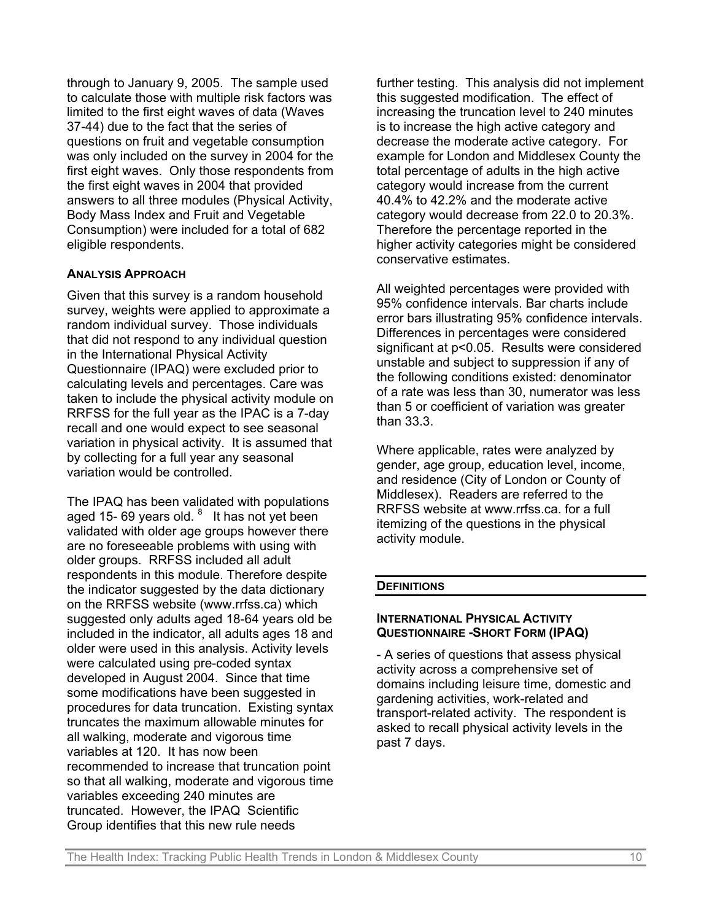through to January 9, 2005. The sample used to calculate those with multiple risk factors was limited to the first eight waves of data (Waves 37-44) due to the fact that the series of questions on fruit and vegetable consumption was only included on the survey in 2004 for the first eight waves. Only those respondents from the first eight waves in 2004 that provided answers to all three modules (Physical Activity, Body Mass Index and Fruit and Vegetable Consumption) were included for a total of 682 eligible respondents.

#### ANALYSIS APPROACH

Given that this survey is a random household survey, weights were applied to approximate a random individual survey. Those individuals that did not respond to any individual question in the International Physical Activity Questionnaire (IPAQ) were excluded prior to calculating levels and percentages. Care was taken to include the physical activity module on RRFSS for the full year as the IPAC is a 7-day recall and one would expect to see seasonal variation in physical activity. It is assumed that by collecting for a full year any seasonal variation would be controlled.

The IPAQ has been validated with populations aged 15- 69 years old. [8] It has not yet been validated with older age groups however there are no foreseeable problems with using with older groups. RRFSS included all adult respondents in this module. Therefore despite the indicator suggested by the data dictionary on the RRFSS website (www.rrfss.ca) which suggested only adults aged 18-64 years old be included in the indicator, all adults ages 18 and older were used in this analysis. Activity levels were calculated using pre-coded syntax developed in August 2004. Since that time some modifications have been suggested in procedures for data truncation. Existing syntax truncates the maximum allowable minutes for all walking, moderate and vigorous time variables at 120. It has now been recommended to increase that truncation point so that all walking, moderate and vigorous time variables exceeding 240 minutes are truncated. However, the IPAQ Scientific Group identifies that this new rule needs further testing. This analysis did not implement this suggested modification. The effect of increasing the truncation level to 240 minutes is to increase the high active category and decrease the moderate active category. For example for London and Middlesex County the total percentage of adults in the high active category would increase from the current 40.4% to 42.2% and the moderate active category would decrease from 22.0 to 20.3%. Therefore the percentage reported in the higher activity categories might be considered conservative estimates.

All weighted percentages were provided with 95% confidence intervals. Bar charts include error bars illustrating 95% confidence intervals. Differences in percentages were considered significant at $p<0.05$. Results were considered unstable and subject to suppression if any of the following conditions existed: denominator of a rate was less than 30, numerator was less than 5 or coefficient of variation was greater than 33.3.

Where applicable, rates were analyzed by gender, age group, education level, income, and residence (City of London or County of Middlesex). Readers are referred to the RRFSS website at www.rrfss.ca. for a full itemizing of the questions in the physical activity module.

### DEFINITIONS

#### INTERNATIONAL PHYSICAL ACTIVITY QUESTIONNAIRE -SHORT FORM (IPAQ)

- A series of questions that assess physical activity across a comprehensive set of domains including leisure time, domestic and gardening activities, work-related and transport-related activity. The respondent is asked to recall physical activity levels in the past 7 days.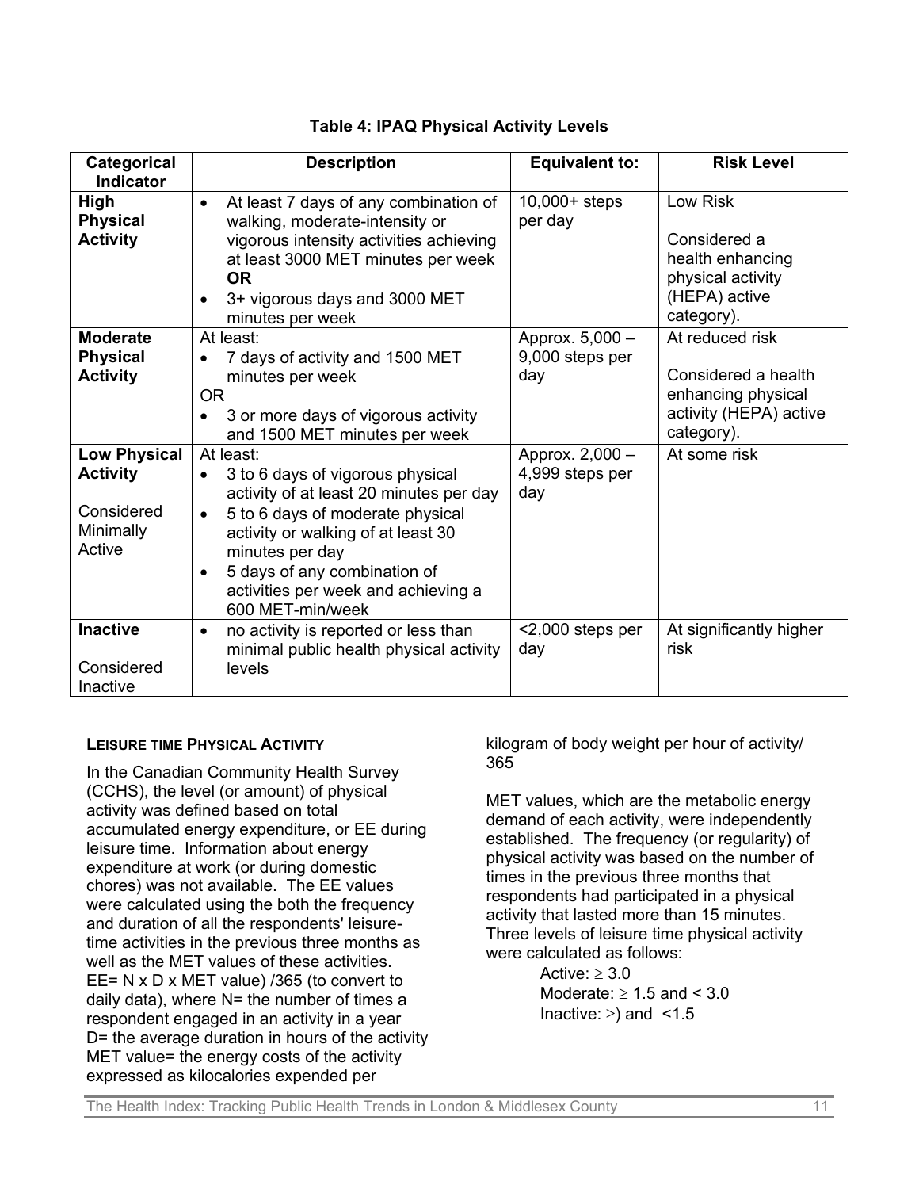**Table 4: IPAQ Physical Activity Levels**

| Categorical Indicator | Description | Equivalent to: | Risk Level |
|---|---|---|---|
| **High Physical Activity** | • At least 7 days of any combination of walking, moderate-intensity or vigorous intensity activities achieving at least 3000 MET minutes per week **OR** • 3+ vigorous days and 3000 MET minutes per week | 10,000+ steps per day | Low Risk<br><br>Considered a health enhancing physical activity (HEPA) active category). |
| **Moderate Physical Activity** | At least: • 7 days of activity and 1500 MET minutes per week OR • 3 or more days of vigorous activity and 1500 MET minutes per week | Approx. 5,000 – 9,000 steps per day | At reduced risk<br><br>Considered a health enhancing physical activity (HEPA) active category). |
| **Low Physical Activity**<br><br>Considered Minimally Active | At least: • 3 to 6 days of vigorous physical activity of at least 20 minutes per day • 5 to 6 days of moderate physical activity or walking of at least 30 minutes per day • 5 days of any combination of activities per week and achieving a 600 MET-min/week | Approx. 2,000 – 4,999 steps per day | At some risk |
| **Inactive**<br><br>Considered Inactive | • no activity is reported or less than minimal public health physical activity levels | <2,000 steps per day | At significantly higher risk |

### Leisure time Physical Activity

In the Canadian Community Health Survey (CCHS), the level (or amount) of physical activity was defined based on total accumulated energy expenditure, or EE during leisure time. Information about energy expenditure at work (or during domestic chores) was not available. The EE values were calculated using the both the frequency and duration of all the respondents' leisure-time activities in the previous three months as well as the MET values of these activities. EE= N x D x MET value) /365 (to convert to daily data), where N= the number of times a respondent engaged in an activity in a year D= the average duration in hours of the activity MET value= the energy costs of the activity expressed as kilocalories expended per kilogram of body weight per hour of activity/ 365

MET values, which are the metabolic energy demand of each activity, were independently established. The frequency (or regularity) of physical activity was based on the number of times in the previous three months that respondents had participated in a physical activity that lasted more than 15 minutes. Three levels of leisure time physical activity were calculated as follows:

Active: $\geq 3.0$
Moderate: $\geq 1.5$ and $< 3.0$
Inactive: $\geq$) and $<1.5$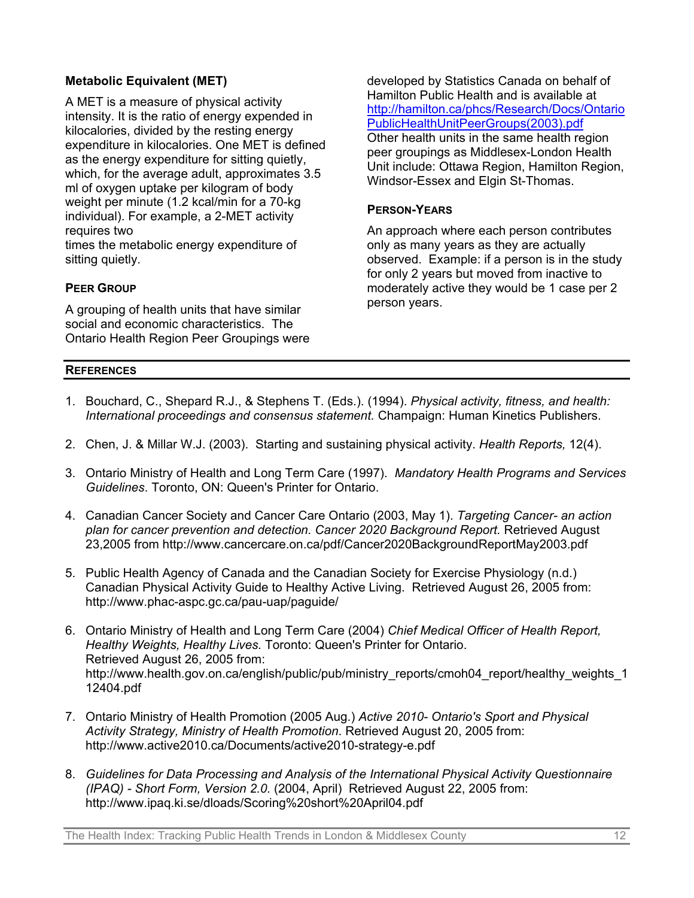**Metabolic Equivalent (MET)**

A MET is a measure of physical activity intensity. It is the ratio of energy expended in kilocalories, divided by the resting energy expenditure in kilocalories. One MET is defined as the energy expenditure for sitting quietly, which, for the average adult, approximates 3.5 ml of oxygen uptake per kilogram of body weight per minute (1.2 kcal/min for a 70-kg individual). For example, a 2-MET activity requires two times the metabolic energy expenditure of sitting quietly.

**PEER GROUP**

A grouping of health units that have similar social and economic characteristics. The Ontario Health Region Peer Groupings were developed by Statistics Canada on behalf of Hamilton Public Health and is available at http://hamilton.ca/phcs/Research/Docs/OntarioPublicHealthUnitPeerGroups(2003).pdf Other health units in the same health region peer groupings as Middlesex-London Health Unit include: Ottawa Region, Hamilton Region, Windsor-Essex and Elgin St-Thomas.

**PERSON-YEARS**

An approach where each person contributes only as many years as they are actually observed. Example: if a person is in the study for only 2 years but moved from inactive to moderately active they would be 1 case per 2 person years.

## REFERENCES

1. Bouchard, C., Shepard R.J., & Stephens T. (Eds.). (1994). *Physical activity, fitness, and health: International proceedings and consensus statement.* Champaign: Human Kinetics Publishers.
2. Chen, J. & Millar W.J. (2003). Starting and sustaining physical activity. *Health Reports,* 12(4).
3. Ontario Ministry of Health and Long Term Care (1997). *Mandatory Health Programs and Services Guidelines*. Toronto, ON: Queen's Printer for Ontario.
4. Canadian Cancer Society and Cancer Care Ontario (2003, May 1). *Targeting Cancer- an action plan for cancer prevention and detection. Cancer 2020 Background Report.* Retrieved August 23,2005 from http://www.cancercare.on.ca/pdf/Cancer2020BackgroundReportMay2003.pdf
5. Public Health Agency of Canada and the Canadian Society for Exercise Physiology (n.d.) Canadian Physical Activity Guide to Healthy Active Living. Retrieved August 26, 2005 from: http://www.phac-aspc.gc.ca/pau-uap/paguide/
6. Ontario Ministry of Health and Long Term Care (2004) *Chief Medical Officer of Health Report, Healthy Weights, Healthy Lives.* Toronto: Queen's Printer for Ontario. Retrieved August 26, 2005 from: http://www.health.gov.on.ca/english/public/pub/ministry_reports/cmoh04_report/healthy_weights_112404.pdf
7. Ontario Ministry of Health Promotion (2005 Aug.) *Active 2010- Ontario's Sport and Physical Activity Strategy, Ministry of Health Promotion*. Retrieved August 20, 2005 from: http://www.active2010.ca/Documents/active2010-strategy-e.pdf
8. *Guidelines for Data Processing and Analysis of the International Physical Activity Questionnaire (IPAQ) - Short Form, Version 2.0.* (2004, April) Retrieved August 22, 2005 from: http://www.ipaq.ki.se/dloads/Scoring%20short%20April04.pdf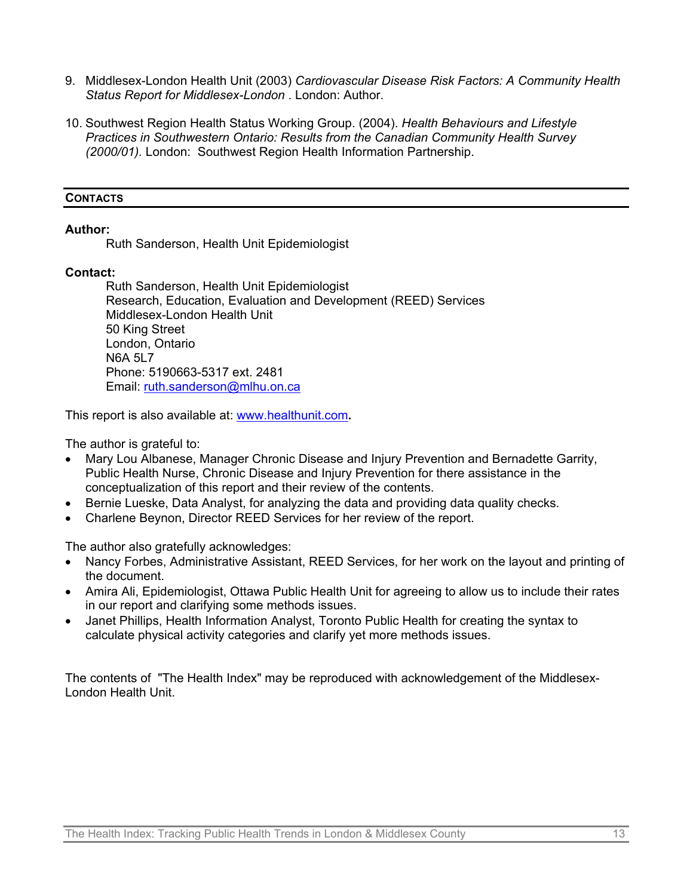9. Middlesex-London Health Unit (2003) *Cardiovascular Disease Risk Factors: A Community Health Status Report for Middlesex-London* . London: Author.

10. Southwest Region Health Status Working Group. (2004). *Health Behaviours and Lifestyle Practices in Southwestern Ontario: Results from the Canadian Community Health Survey (2000/01).* London: Southwest Region Health Information Partnership.

## CONTACTS

**Author:**

Ruth Sanderson, Health Unit Epidemiologist

**Contact:**

Ruth Sanderson, Health Unit Epidemiologist
Research, Education, Evaluation and Development (REED) Services
Middlesex-London Health Unit
50 King Street
London, Ontario
N6A 5L7
Phone: 5190663-5317 ext. 2481
Email: ruth.sanderson@mlhu.on.ca

This report is also available at: www.healthunit.com**.**

The author is grateful to:

- Mary Lou Albanese, Manager Chronic Disease and Injury Prevention and Bernadette Garrity, Public Health Nurse, Chronic Disease and Injury Prevention for there assistance in the conceptualization of this report and their review of the contents.
- Bernie Lueske, Data Analyst, for analyzing the data and providing data quality checks.
- Charlene Beynon, Director REED Services for her review of the report.

The author also gratefully acknowledges:

- Nancy Forbes, Administrative Assistant, REED Services, for her work on the layout and printing of the document.
- Amira Ali, Epidemiologist, Ottawa Public Health Unit for agreeing to allow us to include their rates in our report and clarifying some methods issues.
- Janet Phillips, Health Information Analyst, Toronto Public Health for creating the syntax to calculate physical activity categories and clarify yet more methods issues.

The contents of "The Health Index" may be reproduced with acknowledgement of the Middlesex-London Health Unit.